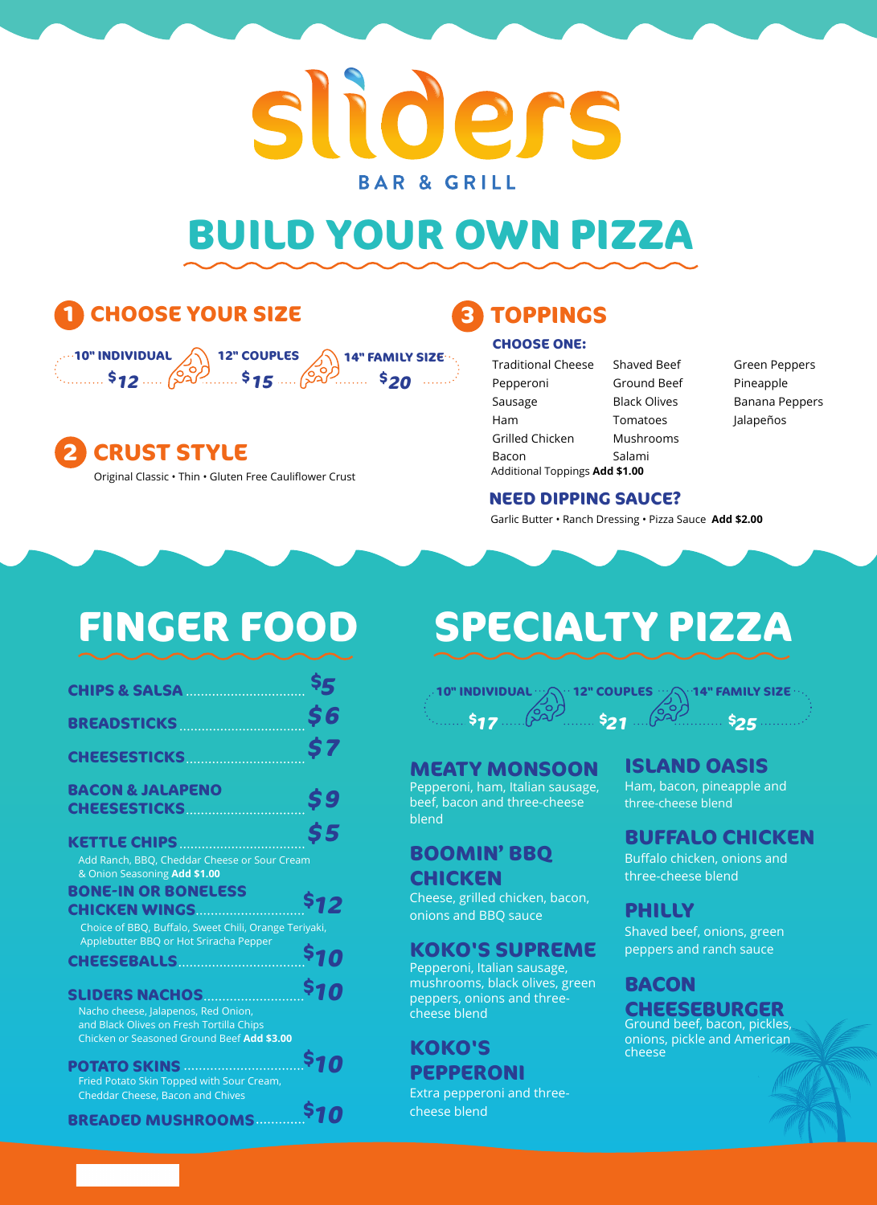# sliders

BAR & GRILL

# BUILD YOUR OWN PIZZA

## 1 CHOOSE YOUR SIZE

| 10" INDIVIDUAL | 12" COUPLES | 14" FAMILY SIZE |
|---|---|---|
| $12 | $15 | $20 |

## 2 CRUST STYLE

Original Classic • Thin • Gluten Free Cauliflower Crust

## 3 TOPPINGS

### CHOOSE ONE:

| | | |
|---|---|---|
| Traditional Cheese | Shaved Beef | Green Peppers |
| Pepperoni | Ground Beef | Pineapple |
| Sausage | Black Olives | Banana Peppers |
| Ham | Tomatoes | Jalapeños |
| Grilled Chicken | Mushrooms | |
| Bacon | Salami | |

Additional Toppings **Add $1.00**

### NEED DIPPING SAUCE?

Garlic Butter • Ranch Dressing • Pizza Sauce **Add $2.00**

# FINGER FOOD

**CHIPS & SALSA** ............ $5

**BREADSTICKS** ............ $6

**CHEESESTICKS** ............ $7

**BACON & JALAPENO CHEESESTICKS** ............ $9

**KETTLE CHIPS** ............ $5
Add Ranch, BBQ, Cheddar Cheese or Sour Cream & Onion Seasoning **Add $1.00**

**BONE-IN OR BONELESS CHICKEN WINGS** ............ $12
Choice of BBQ, Buffalo, Sweet Chili, Orange Teriyaki, Applebutter BBQ or Hot Sriracha Pepper

**CHEESEBALLS** ............ $10

**SLIDERS NACHOS** ............ $10
Nacho cheese, Jalapenos, Red Onion, and Black Olives on Fresh Tortilla Chips
Chicken or Seasoned Ground Beef **Add $3.00**

**POTATO SKINS** ............ $10
Fried Potato Skin Topped with Sour Cream, Cheddar Cheese, Bacon and Chives

**BREADED MUSHROOMS** ............ $10

# SPECIALTY PIZZA

| 10" INDIVIDUAL | 12" COUPLES | 14" FAMILY SIZE |
|---|---|---|
| $17 | $21 | $25 |

### MEATY MONSOON
Pepperoni, ham, Italian sausage, beef, bacon and three-cheese blend

### BOOMIN' BBQ CHICKEN
Cheese, grilled chicken, bacon, onions and BBQ sauce

### KOKO'S SUPREME
Pepperoni, Italian sausage, mushrooms, black olives, green peppers, onions and three-cheese blend

### KOKO'S PEPPERONI
Extra pepperoni and three-cheese blend

### ISLAND OASIS
Ham, bacon, pineapple and three-cheese blend

### BUFFALO CHICKEN
Buffalo chicken, onions and three-cheese blend

### PHILLY
Shaved beef, onions, green peppers and ranch sauce

### BACON CHEESEBURGER
Ground beef, bacon, pickles, onions, pickle and American cheese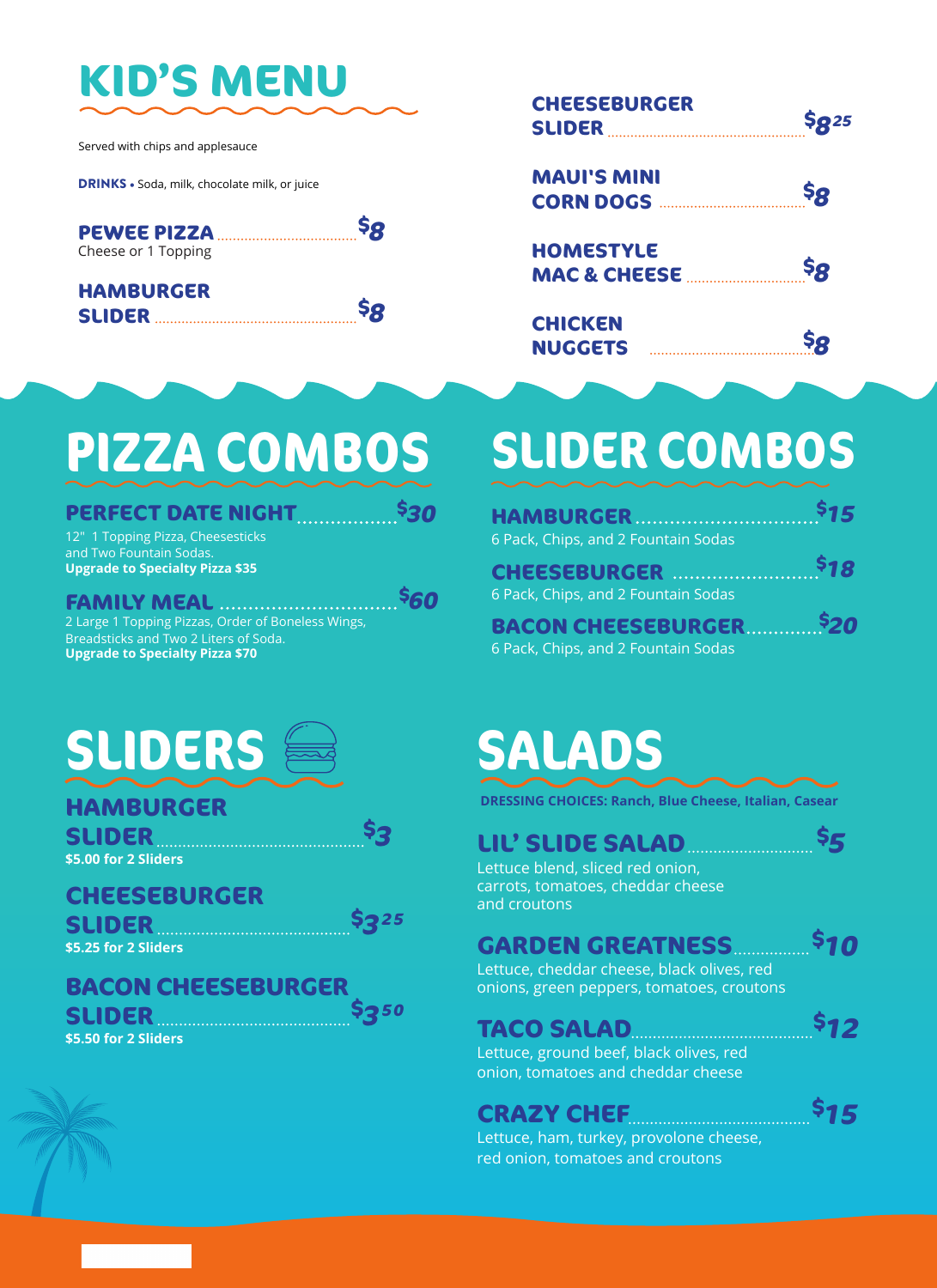# KID'S MENU

Served with chips and applesauce

**DRINKS** • Soda, milk, chocolate milk, or juice

**PEWEE PIZZA** ........ $8
Cheese or 1 Topping

**HAMBURGER SLIDER** ........ $8

**CHEESEBURGER SLIDER** ........ $8.25

**MAUI'S MINI CORN DOGS** ........ $8

**HOMESTYLE MAC & CHEESE** ........ $8

**CHICKEN NUGGETS** ........ $8

# PIZZA COMBOS

**PERFECT DATE NIGHT** ........ $30
12" 1 Topping Pizza, Cheesesticks and Two Fountain Sodas.
**Upgrade to Specialty Pizza $35**

**FAMILY MEAL** ........ $60
2 Large 1 Topping Pizzas, Order of Boneless Wings, Breadsticks and Two 2 Liters of Soda.
**Upgrade to Specialty Pizza $70**

# SLIDER COMBOS

**HAMBURGER** ........ $15
6 Pack, Chips, and 2 Fountain Sodas

**CHEESEBURGER** ........ $18
6 Pack, Chips, and 2 Fountain Sodas

**BACON CHEESEBURGER** ........ $20
6 Pack, Chips, and 2 Fountain Sodas

# SLIDERS

**HAMBURGER SLIDER** ........ $3
**$5.00 for 2 Sliders**

**CHEESEBURGER SLIDER** ........ $3.25
**$5.25 for 2 Sliders**

**BACON CHEESEBURGER SLIDER** ........ $3.50
**$5.50 for 2 Sliders**

# SALADS

**DRESSING CHOICES: Ranch, Blue Cheese, Italian, Casear**

**LIL' SLIDE SALAD** ........ $5
Lettuce blend, sliced red onion, carrots, tomatoes, cheddar cheese and croutons

**GARDEN GREATNESS** ........ $10
Lettuce, cheddar cheese, black olives, red onions, green peppers, tomatoes, croutons

**TACO SALAD** ........ $12
Lettuce, ground beef, black olives, red onion, tomatoes and cheddar cheese

**CRAZY CHEF** ........ $15
Lettuce, ham, turkey, provolone cheese, red onion, tomatoes and croutons